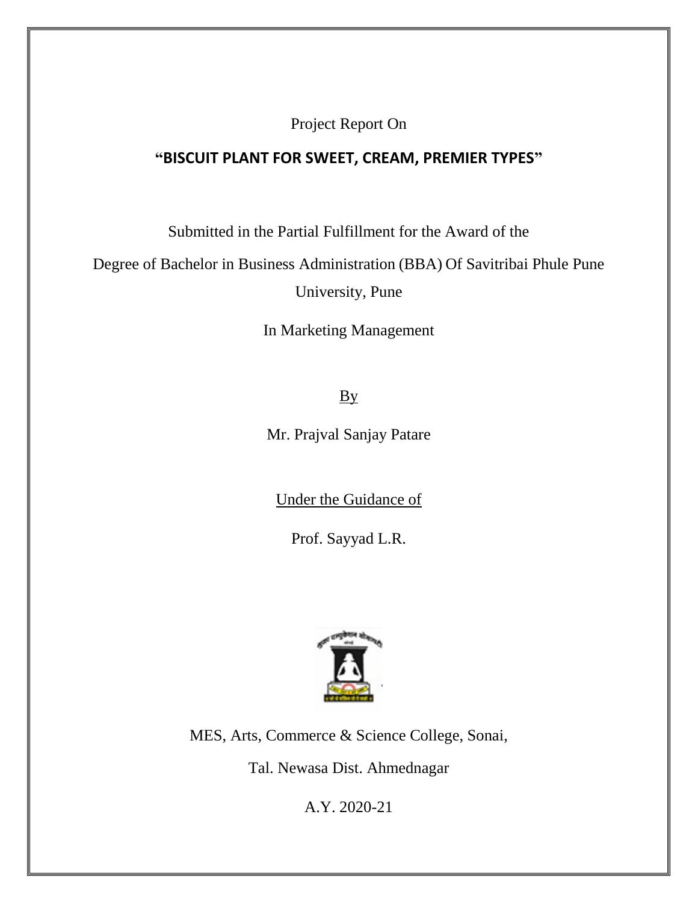Project Report On

# "BISCUIT PLANT FOR SWEET, CREAM, PREMIER TYPES"

Submitted in the Partial Fulfillment for the Award of the

Degree of Bachelor in Business Administration (BBA) Of Savitribai Phule Pune University, Pune

In Marketing Management

By

Mr. Prajval Sanjay Patare

Under the Guidance of

Prof. Sayyad L.R.

MES, Arts, Commerce & Science College, Sonai,

Tal. Newasa Dist. Ahmednagar

A.Y. 2020-21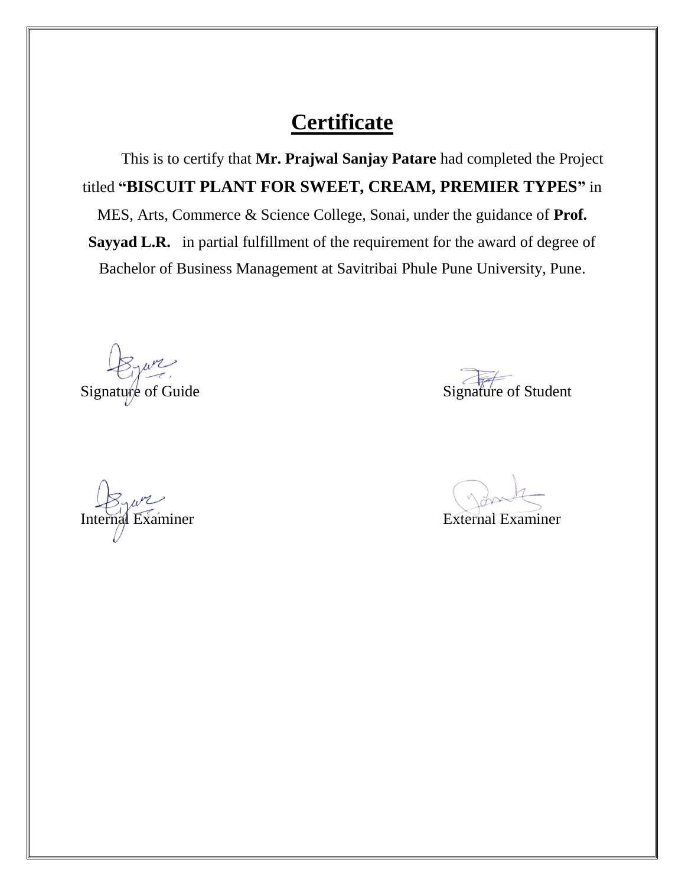# Certificate

This is to certify that **Mr. Prajwal Sanjay Patare** had completed the Project titled **"BISCUIT PLANT FOR SWEET, CREAM, PREMIER TYPES"** in MES, Arts, Commerce & Science College, Sonai, under the guidance of **Prof. Sayyad L.R.** in partial fulfillment of the requirement for the award of degree of Bachelor of Business Management at Savitribai Phule Pune University, Pune.

Signature of Guide                                                                 Signature of Student

Internal Examiner                                                                 External Examiner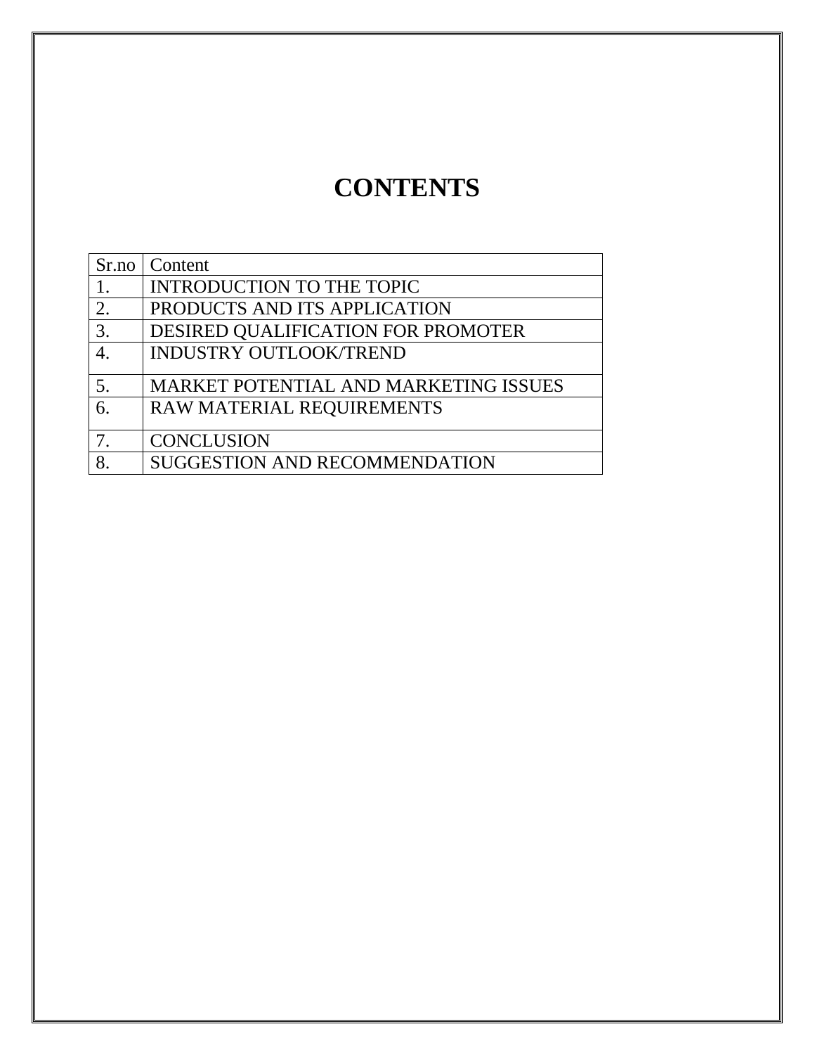# CONTENTS

| Sr.no | Content |
|---|---|
| 1. | INTRODUCTION TO THE TOPIC |
| 2. | PRODUCTS AND ITS APPLICATION |
| 3. | DESIRED QUALIFICATION FOR PROMOTER |
| 4. | INDUSTRY OUTLOOK/TREND |
| 5. | MARKET POTENTIAL AND MARKETING ISSUES |
| 6. | RAW MATERIAL REQUIREMENTS |
| 7. | CONCLUSION |
| 8. | SUGGESTION AND RECOMMENDATION |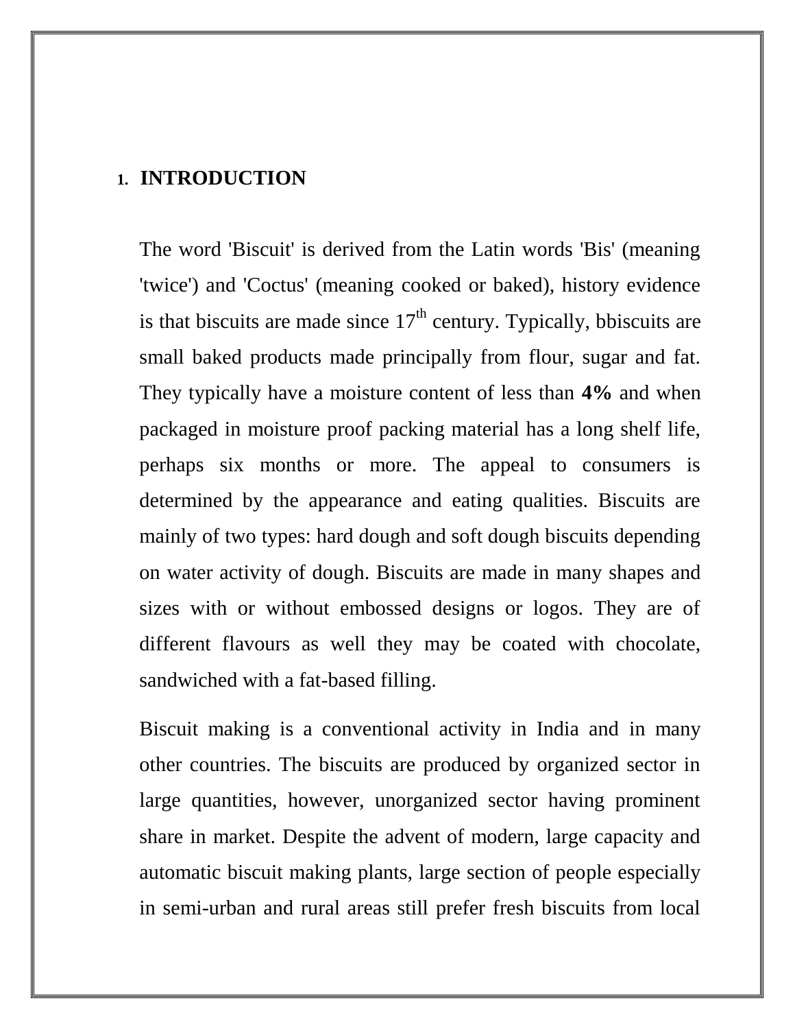# 1. INTRODUCTION

The word 'Biscuit' is derived from the Latin words 'Bis' (meaning 'twice') and 'Coctus' (meaning cooked or baked), history evidence is that biscuits are made since $17^{th}$ century. Typically, bbiscuits are small baked products made principally from flour, sugar and fat. They typically have a moisture content of less than **4%** and when packaged in moisture proof packing material has a long shelf life, perhaps six months or more. The appeal to consumers is determined by the appearance and eating qualities. Biscuits are mainly of two types: hard dough and soft dough biscuits depending on water activity of dough. Biscuits are made in many shapes and sizes with or without embossed designs or logos. They are of different flavours as well they may be coated with chocolate, sandwiched with a fat-based filling.

Biscuit making is a conventional activity in India and in many other countries. The biscuits are produced by organized sector in large quantities, however, unorganized sector having prominent share in market. Despite the advent of modern, large capacity and automatic biscuit making plants, large section of people especially in semi-urban and rural areas still prefer fresh biscuits from local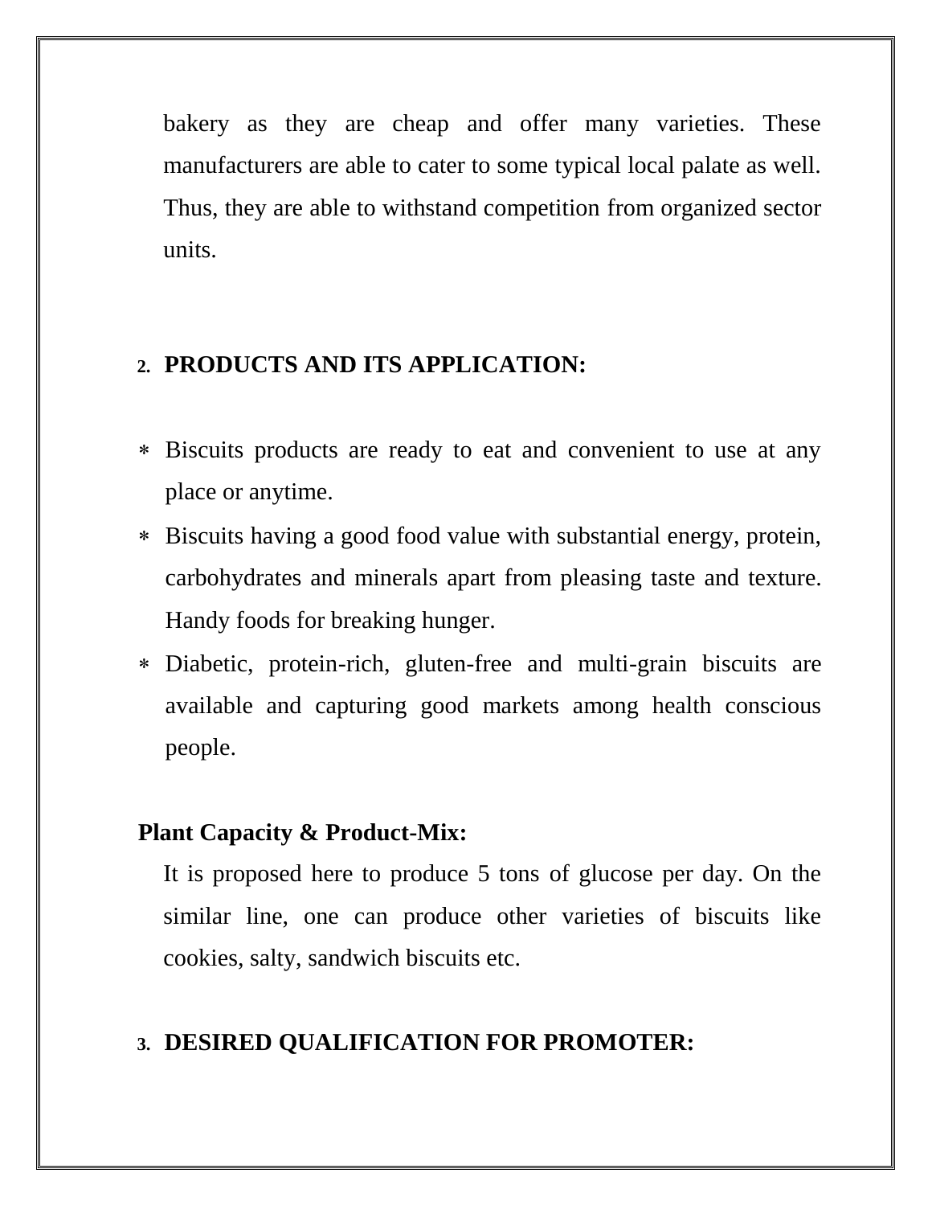bakery as they are cheap and offer many varieties. These manufacturers are able to cater to some typical local palate as well. Thus, they are able to withstand competition from organized sector units.

## 2. PRODUCTS AND ITS APPLICATION:

- Biscuits products are ready to eat and convenient to use at any place or anytime.
- Biscuits having a good food value with substantial energy, protein, carbohydrates and minerals apart from pleasing taste and texture. Handy foods for breaking hunger.
- Diabetic, protein-rich, gluten-free and multi-grain biscuits are available and capturing good markets among health conscious people.

**Plant Capacity & Product-Mix:**

It is proposed here to produce 5 tons of glucose per day. On the similar line, one can produce other varieties of biscuits like cookies, salty, sandwich biscuits etc.

## 3. DESIRED QUALIFICATION FOR PROMOTER: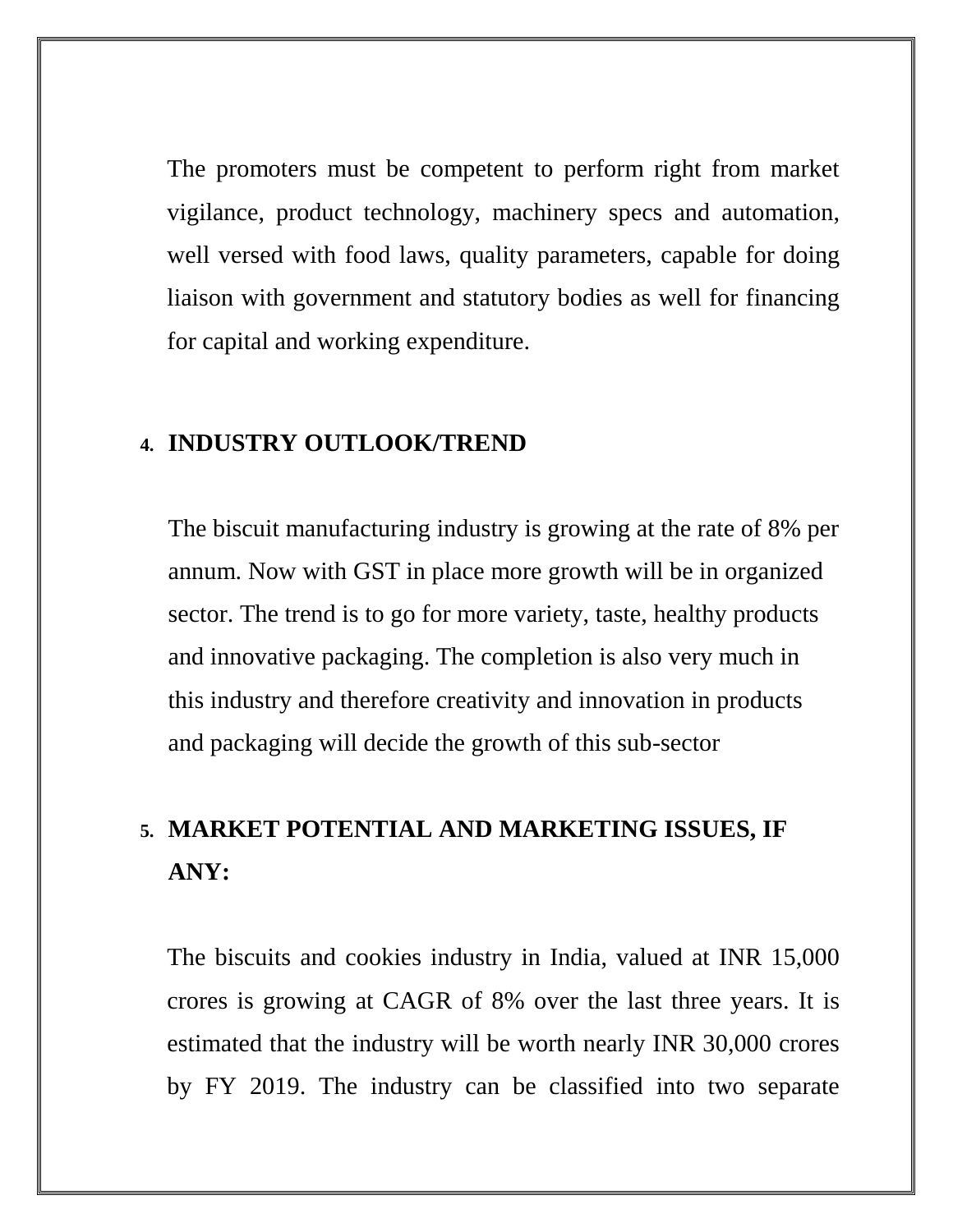The promoters must be competent to perform right from market vigilance, product technology, machinery specs and automation, well versed with food laws, quality parameters, capable for doing liaison with government and statutory bodies as well for financing for capital and working expenditure.

## 4. INDUSTRY OUTLOOK/TREND

The biscuit manufacturing industry is growing at the rate of 8% per annum. Now with GST in place more growth will be in organized sector. The trend is to go for more variety, taste, healthy products and innovative packaging. The completion is also very much in this industry and therefore creativity and innovation in products and packaging will decide the growth of this sub-sector

## 5. MARKET POTENTIAL AND MARKETING ISSUES, IF ANY:

The biscuits and cookies industry in India, valued at INR 15,000 crores is growing at CAGR of 8% over the last three years. It is estimated that the industry will be worth nearly INR 30,000 crores by FY 2019. The industry can be classified into two separate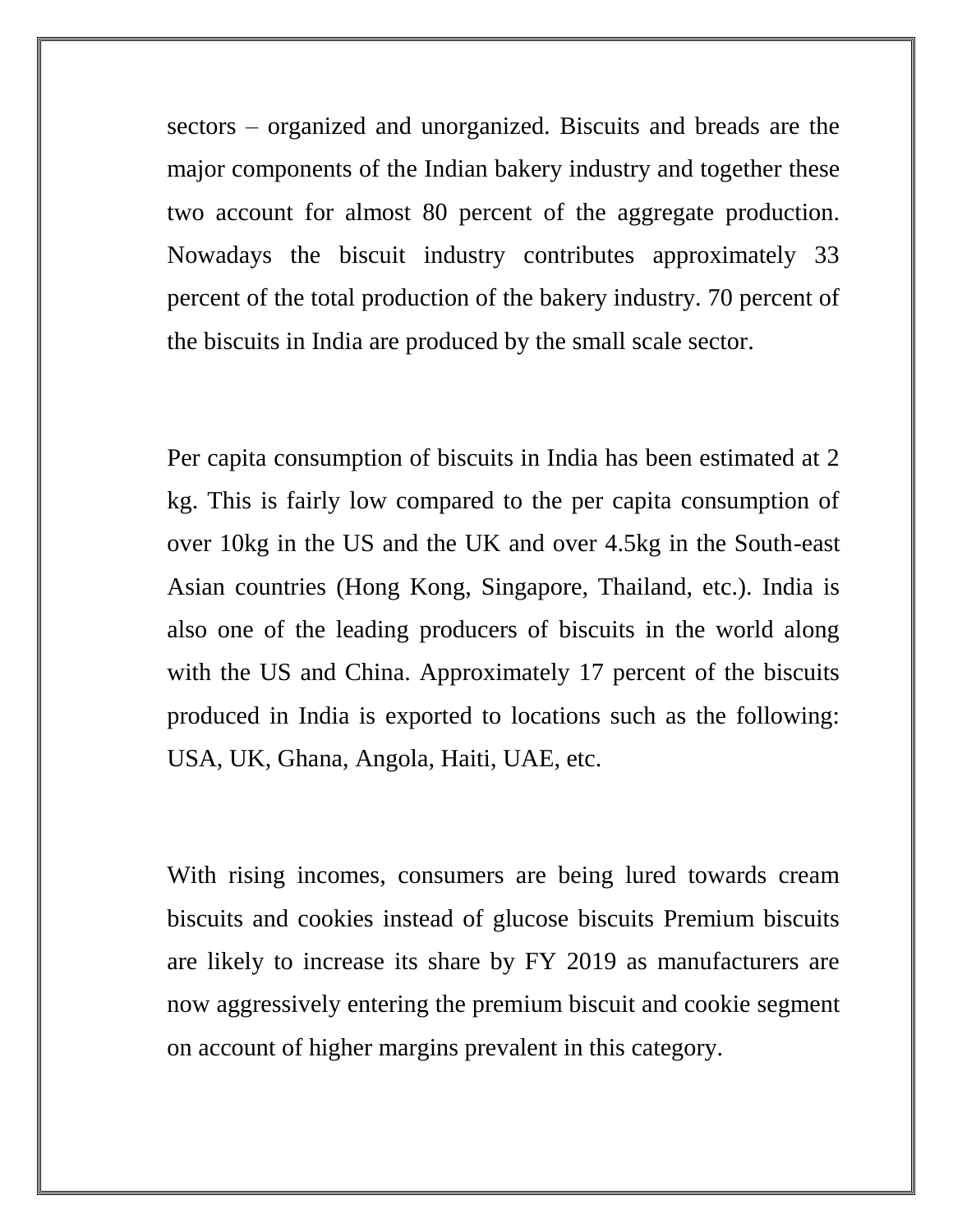sectors – organized and unorganized. Biscuits and breads are the major components of the Indian bakery industry and together these two account for almost 80 percent of the aggregate production. Nowadays the biscuit industry contributes approximately 33 percent of the total production of the bakery industry. 70 percent of the biscuits in India are produced by the small scale sector.

Per capita consumption of biscuits in India has been estimated at 2 kg. This is fairly low compared to the per capita consumption of over 10kg in the US and the UK and over 4.5kg in the South-east Asian countries (Hong Kong, Singapore, Thailand, etc.). India is also one of the leading producers of biscuits in the world along with the US and China. Approximately 17 percent of the biscuits produced in India is exported to locations such as the following: USA, UK, Ghana, Angola, Haiti, UAE, etc.

With rising incomes, consumers are being lured towards cream biscuits and cookies instead of glucose biscuits Premium biscuits are likely to increase its share by FY 2019 as manufacturers are now aggressively entering the premium biscuit and cookie segment on account of higher margins prevalent in this category.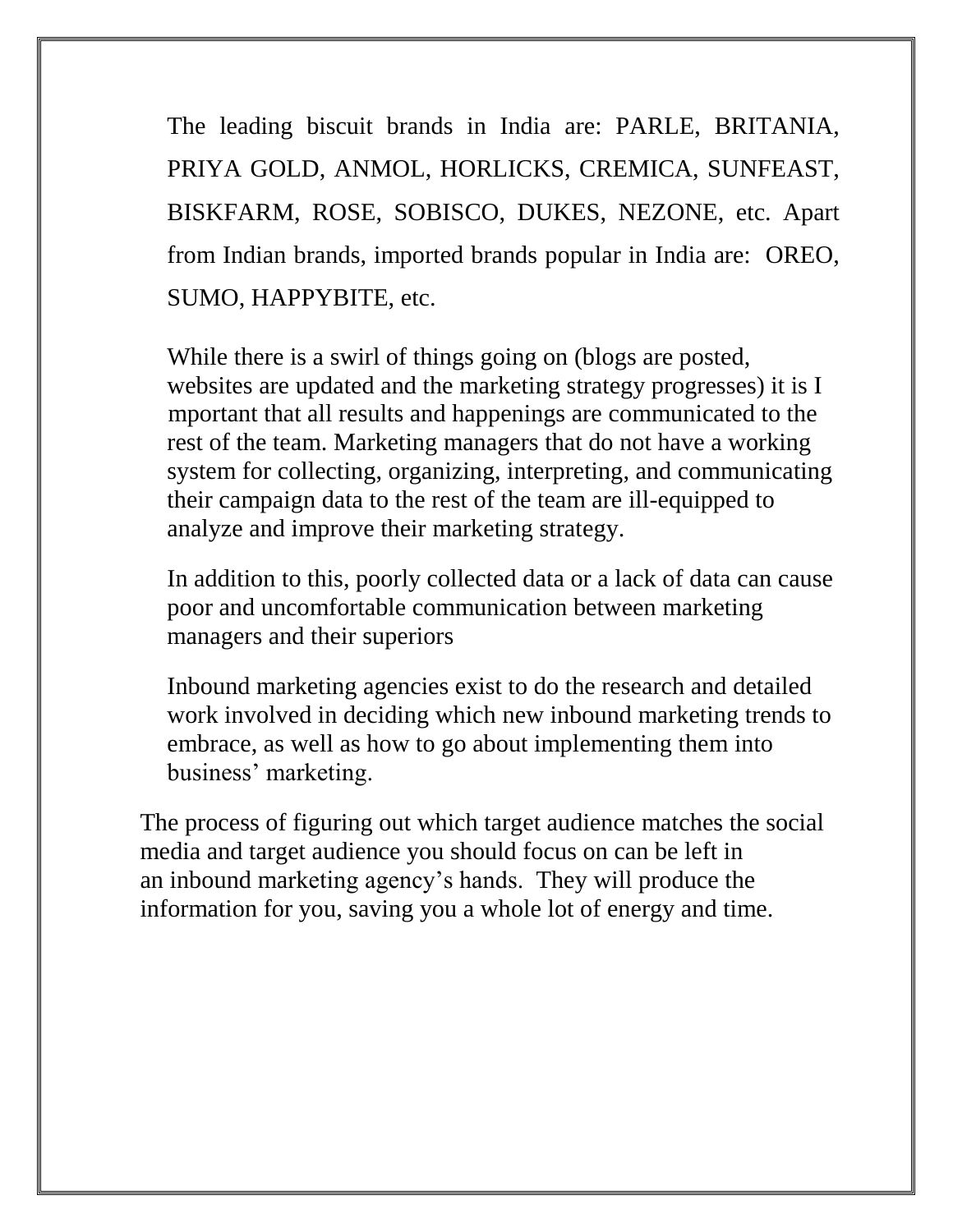The leading biscuit brands in India are: PARLE, BRITANIA, PRIYA GOLD, ANMOL, HORLICKS, CREMICA, SUNFEAST, BISKFARM, ROSE, SOBISCO, DUKES, NEZONE, etc. Apart from Indian brands, imported brands popular in India are: OREO, SUMO, HAPPYBITE, etc.

While there is a swirl of things going on (blogs are posted, websites are updated and the marketing strategy progresses) it is I mportant that all results and happenings are communicated to the rest of the team. Marketing managers that do not have a working system for collecting, organizing, interpreting, and communicating their campaign data to the rest of the team are ill-equipped to analyze and improve their marketing strategy.

In addition to this, poorly collected data or a lack of data can cause poor and uncomfortable communication between marketing managers and their superiors

Inbound marketing agencies exist to do the research and detailed work involved in deciding which new inbound marketing trends to embrace, as well as how to go about implementing them into business' marketing.

The process of figuring out which target audience matches the social media and target audience you should focus on can be left in an inbound marketing agency's hands. They will produce the information for you, saving you a whole lot of energy and time.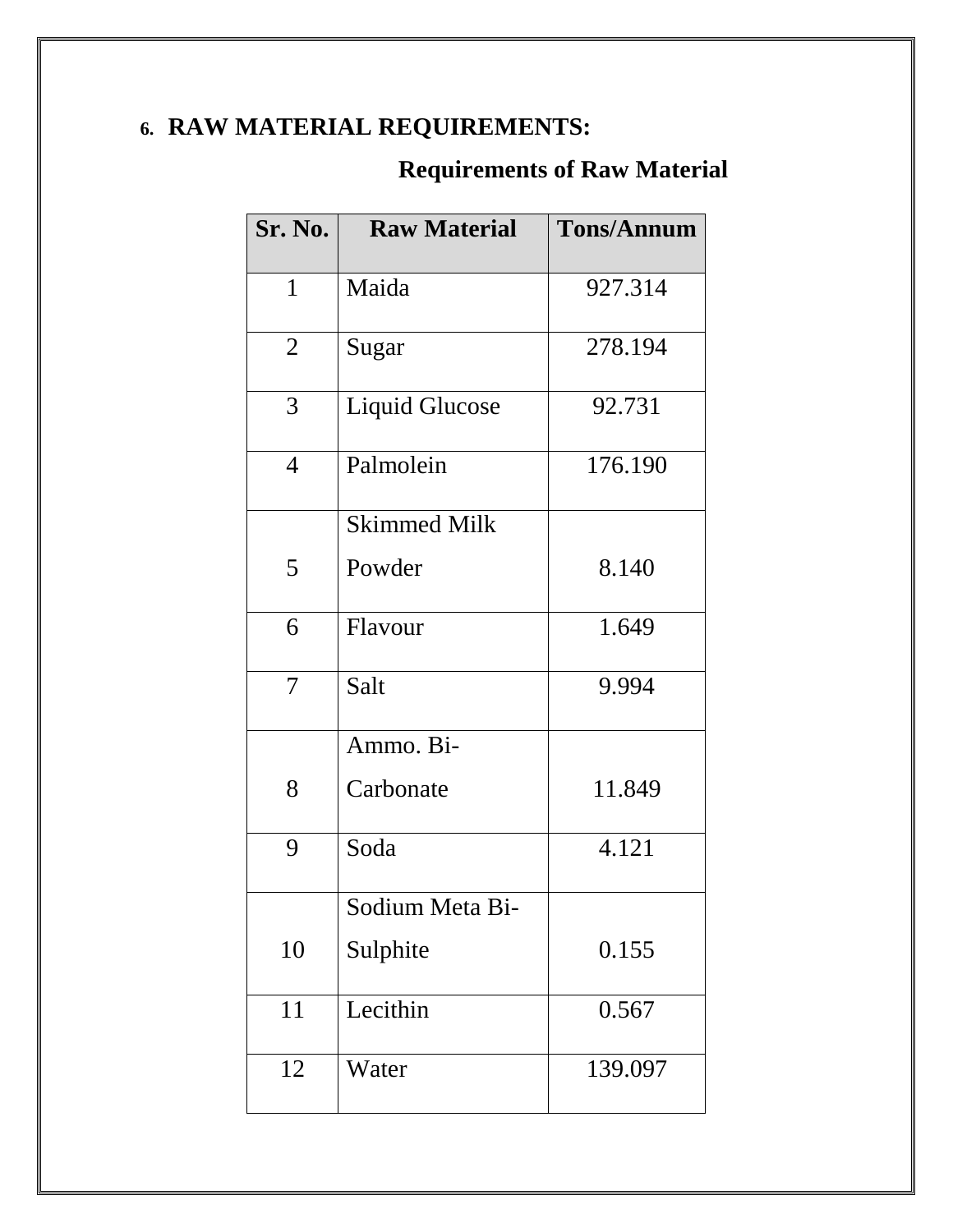## 6. RAW MATERIAL REQUIREMENTS:

### Requirements of Raw Material

| Sr. No. | Raw Material | Tons/Annum |
|---|---|---|
| 1 | Maida | 927.314 |
| 2 | Sugar | 278.194 |
| 3 | Liquid Glucose | 92.731 |
| 4 | Palmolein | 176.190 |
| 5 | Skimmed Milk Powder | 8.140 |
| 6 | Flavour | 1.649 |
| 7 | Salt | 9.994 |
| 8 | Ammo. Bi-Carbonate | 11.849 |
| 9 | Soda | 4.121 |
| 10 | Sodium Meta Bi-Sulphite | 0.155 |
| 11 | Lecithin | 0.567 |
| 12 | Water | 139.097 |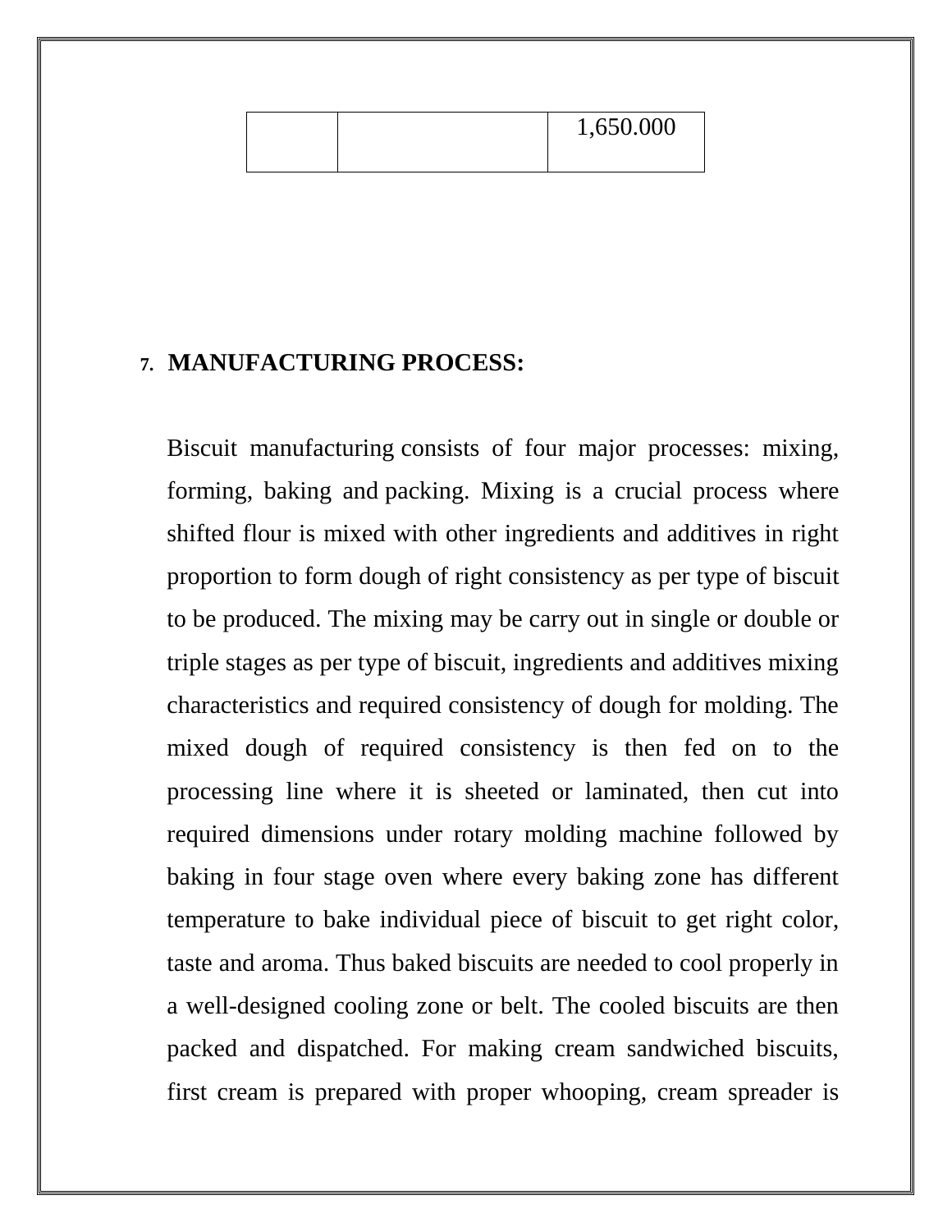| | | 1,650.000 |
|---|---|---|

## 7. MANUFACTURING PROCESS:

Biscuit manufacturing consists of four major processes: mixing, forming, baking and packing. Mixing is a crucial process where shifted flour is mixed with other ingredients and additives in right proportion to form dough of right consistency as per type of biscuit to be produced. The mixing may be carry out in single or double or triple stages as per type of biscuit, ingredients and additives mixing characteristics and required consistency of dough for molding. The mixed dough of required consistency is then fed on to the processing line where it is sheeted or laminated, then cut into required dimensions under rotary molding machine followed by baking in four stage oven where every baking zone has different temperature to bake individual piece of biscuit to get right color, taste and aroma. Thus baked biscuits are needed to cool properly in a well-designed cooling zone or belt. The cooled biscuits are then packed and dispatched. For making cream sandwiched biscuits, first cream is prepared with proper whooping, cream spreader is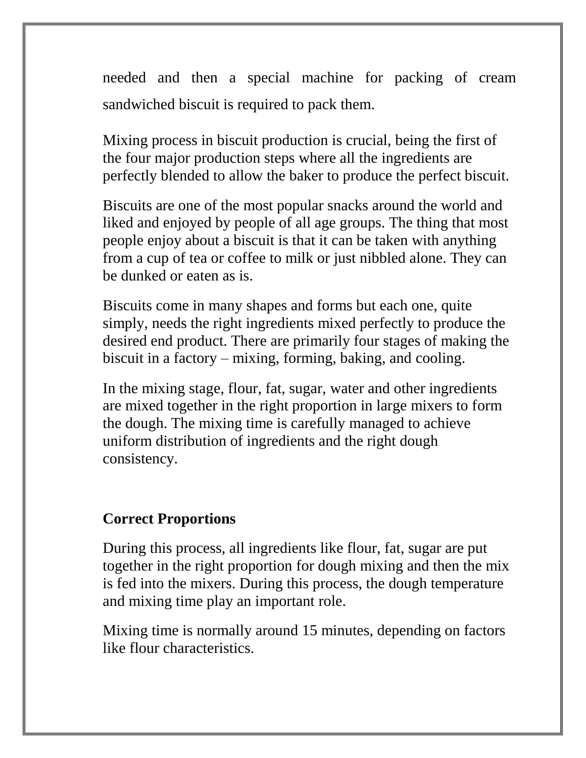needed and then a special machine for packing of cream sandwiched biscuit is required to pack them.

Mixing process in biscuit production is crucial, being the first of the four major production steps where all the ingredients are perfectly blended to allow the baker to produce the perfect biscuit.

Biscuits are one of the most popular snacks around the world and liked and enjoyed by people of all age groups. The thing that most people enjoy about a biscuit is that it can be taken with anything from a cup of tea or coffee to milk or just nibbled alone. They can be dunked or eaten as is.

Biscuits come in many shapes and forms but each one, quite simply, needs the right ingredients mixed perfectly to produce the desired end product. There are primarily four stages of making the biscuit in a factory – mixing, forming, baking, and cooling.

In the mixing stage, flour, fat, sugar, water and other ingredients are mixed together in the right proportion in large mixers to form the dough. The mixing time is carefully managed to achieve uniform distribution of ingredients and the right dough consistency.

**Correct Proportions**

During this process, all ingredients like flour, fat, sugar are put together in the right proportion for dough mixing and then the mix is fed into the mixers. During this process, the dough temperature and mixing time play an important role.

Mixing time is normally around 15 minutes, depending on factors like flour characteristics.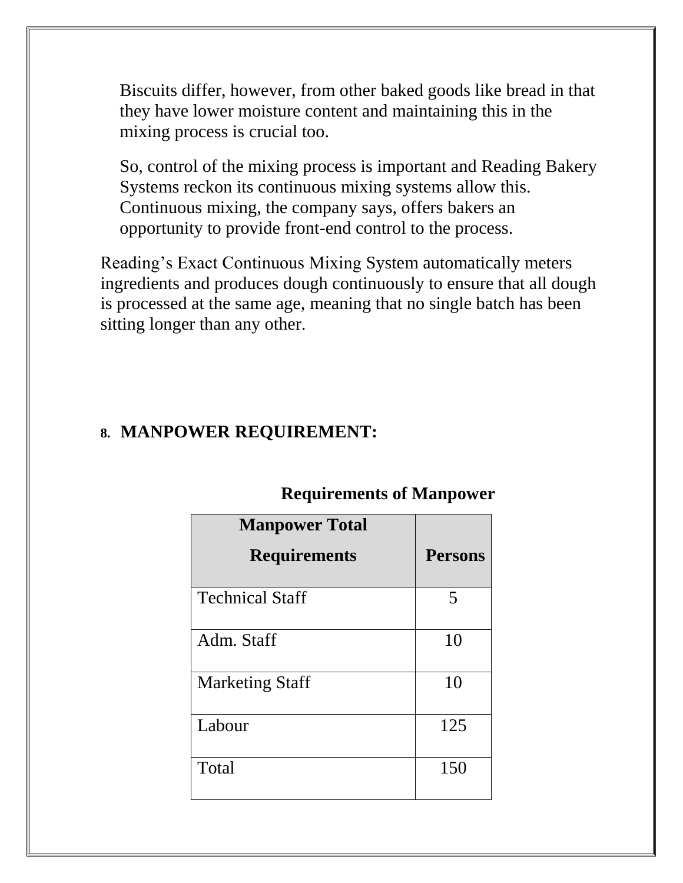Biscuits differ, however, from other baked goods like bread in that they have lower moisture content and maintaining this in the mixing process is crucial too.

So, control of the mixing process is important and Reading Bakery Systems reckon its continuous mixing systems allow this. Continuous mixing, the company says, offers bakers an opportunity to provide front-end control to the process.

Reading's Exact Continuous Mixing System automatically meters ingredients and produces dough continuously to ensure that all dough is processed at the same age, meaning that no single batch has been sitting longer than any other.

## 8. MANPOWER REQUIREMENT:

**Requirements of Manpower**

| Manpower Total Requirements | Persons |
|---|---|
| Technical Staff | 5 |
| Adm. Staff | 10 |
| Marketing Staff | 10 |
| Labour | 125 |
| Total | 150 |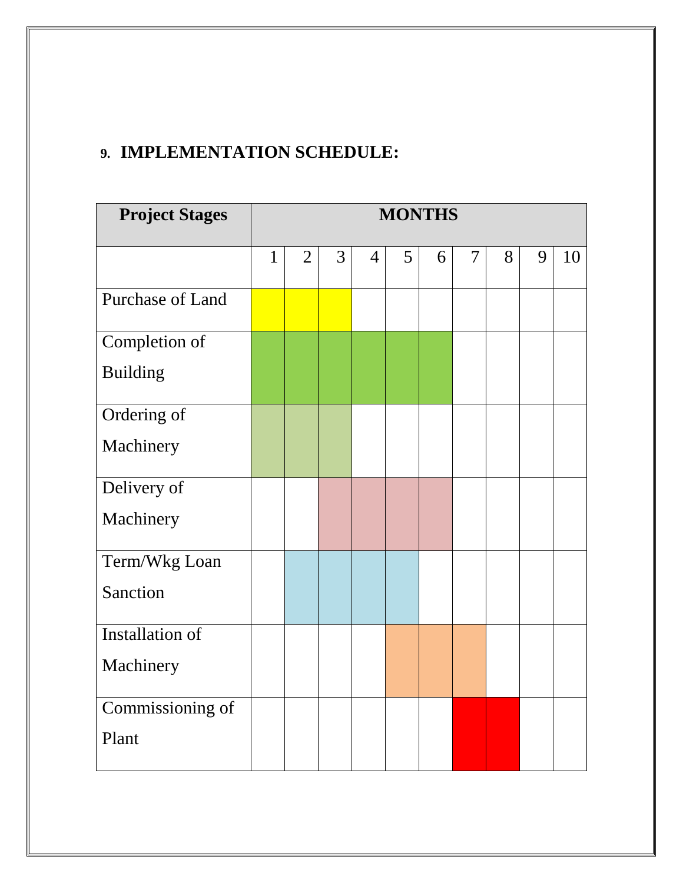## 9. IMPLEMENTATION SCHEDULE:

| Project Stages | MONTHS | | | | | | | | | |
|---|---|---|---|---|---|---|---|---|---|---|
| | 1 | 2 | 3 | 4 | 5 | 6 | 7 | 8 | 9 | 10 |
| Purchase of Land | ■ | ■ | ■ | | | | | | | |
| Completion of Building | ■ | ■ | ■ | ■ | ■ | ■ | | | | |
| Ordering of Machinery | ■ | ■ | ■ | | | | | | | |
| Delivery of Machinery | | | ■ | ■ | ■ | ■ | | | | |
| Term/Wkg Loan Sanction | | ■ | ■ | ■ | ■ | | | | | |
| Installation of Machinery | | | | | ■ | ■ | ■ | | | |
| Commissioning of Plant | | | | | | | ■ | ■ | | |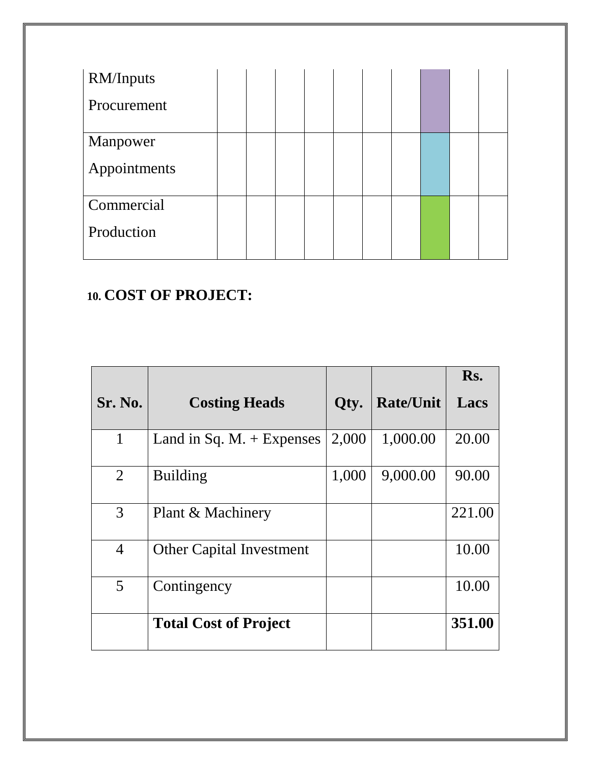| RM/Inputs Procurement | | | | | | | | | | |
|---|---|---|---|---|---|---|---|---|---|---|
| Manpower Appointments | | | | | | | | | | |
| Commercial Production | | | | | | | | | | |

## 10. COST OF PROJECT:

| Sr. No. | Costing Heads | Qty. | Rate/Unit | Rs. Lacs |
|---|---|---|---|---|
| 1 | Land in Sq. M. + Expenses | 2,000 | 1,000.00 | 20.00 |
| 2 | Building | 1,000 | 9,000.00 | 90.00 |
| 3 | Plant & Machinery | | | 221.00 |
| 4 | Other Capital Investment | | | 10.00 |
| 5 | Contingency | | | 10.00 |
| | **Total Cost of Project** | | | **351.00** |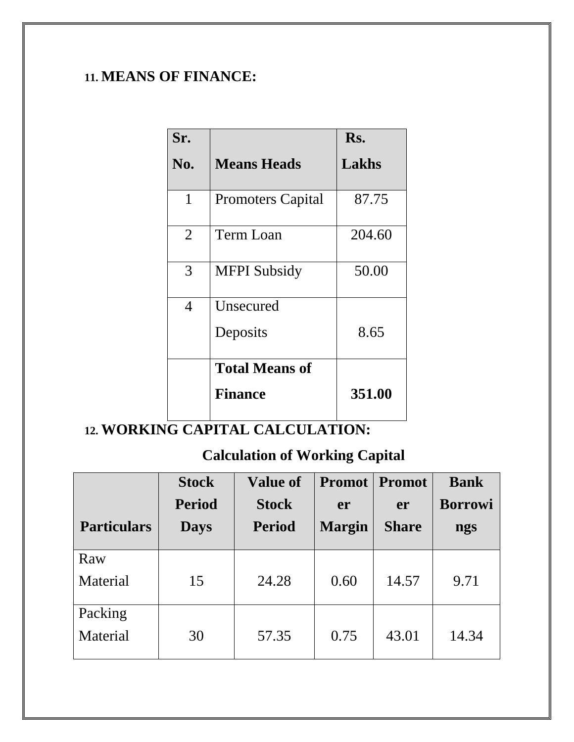## 11. MEANS OF FINANCE:

| Sr. No. | Means Heads | Rs. Lakhs |
|---|---|---|
| 1 | Promoters Capital | 87.75 |
| 2 | Term Loan | 204.60 |
| 3 | MFPI Subsidy | 50.00 |
| 4 | Unsecured Deposits | 8.65 |
| | **Total Means of Finance** | **351.00** |

## 12. WORKING CAPITAL CALCULATION:

### Calculation of Working Capital

| Particulars | Stock Period Days | Value of Stock Period | Promoter Margin | Promoter Share | Bank Borrowings |
|---|---|---|---|---|---|
| Raw Material | 15 | 24.28 | 0.60 | 14.57 | 9.71 |
| Packing Material | 30 | 57.35 | 0.75 | 43.01 | 14.34 |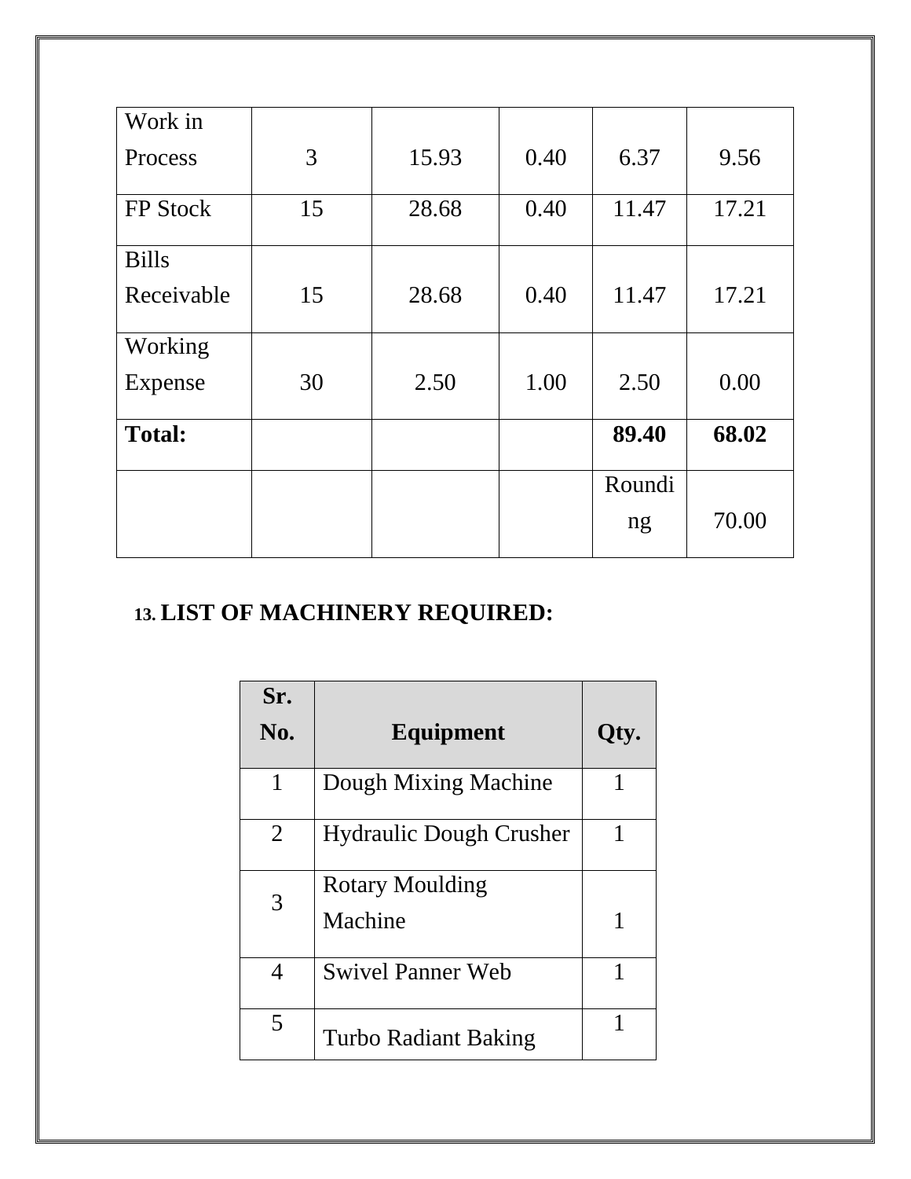| Work in Process | 3 | 15.93 | 0.40 | 6.37 | 9.56 |
|---|---|---|---|---|---|
| FP Stock | 15 | 28.68 | 0.40 | 11.47 | 17.21 |
| Bills Receivable | 15 | 28.68 | 0.40 | 11.47 | 17.21 |
| Working Expense | 30 | 2.50 | 1.00 | 2.50 | 0.00 |
| **Total:** | | | | **89.40** | **68.02** |
| | | | | Rounding | 70.00 |

## 13. LIST OF MACHINERY REQUIRED:

| Sr. No. | Equipment | Qty. |
|---|---|---|
| 1 | Dough Mixing Machine | 1 |
| 2 | Hydraulic Dough Crusher | 1 |
| 3 | Rotary Moulding Machine | 1 |
| 4 | Swivel Panner Web | 1 |
| 5 | Turbo Radiant Baking | 1 |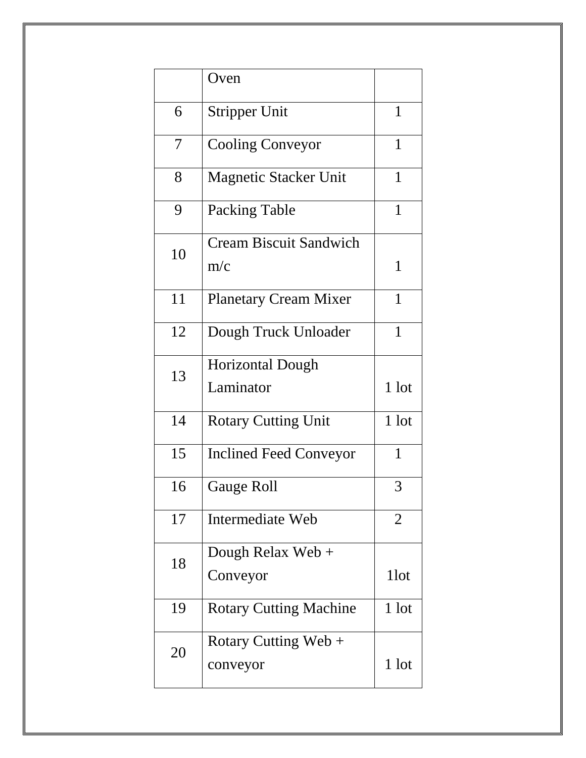| | Oven | |
|---|---|---|
| 6 | Stripper Unit | 1 |
| 7 | Cooling Conveyor | 1 |
| 8 | Magnetic Stacker Unit | 1 |
| 9 | Packing Table | 1 |
| 10 | Cream Biscuit Sandwich m/c | 1 |
| 11 | Planetary Cream Mixer | 1 |
| 12 | Dough Truck Unloader | 1 |
| 13 | Horizontal Dough Laminator | 1 lot |
| 14 | Rotary Cutting Unit | 1 lot |
| 15 | Inclined Feed Conveyor | 1 |
| 16 | Gauge Roll | 3 |
| 17 | Intermediate Web | 2 |
| 18 | Dough Relax Web + Conveyor | 1lot |
| 19 | Rotary Cutting Machine | 1 lot |
| 20 | Rotary Cutting Web + conveyor | 1 lot |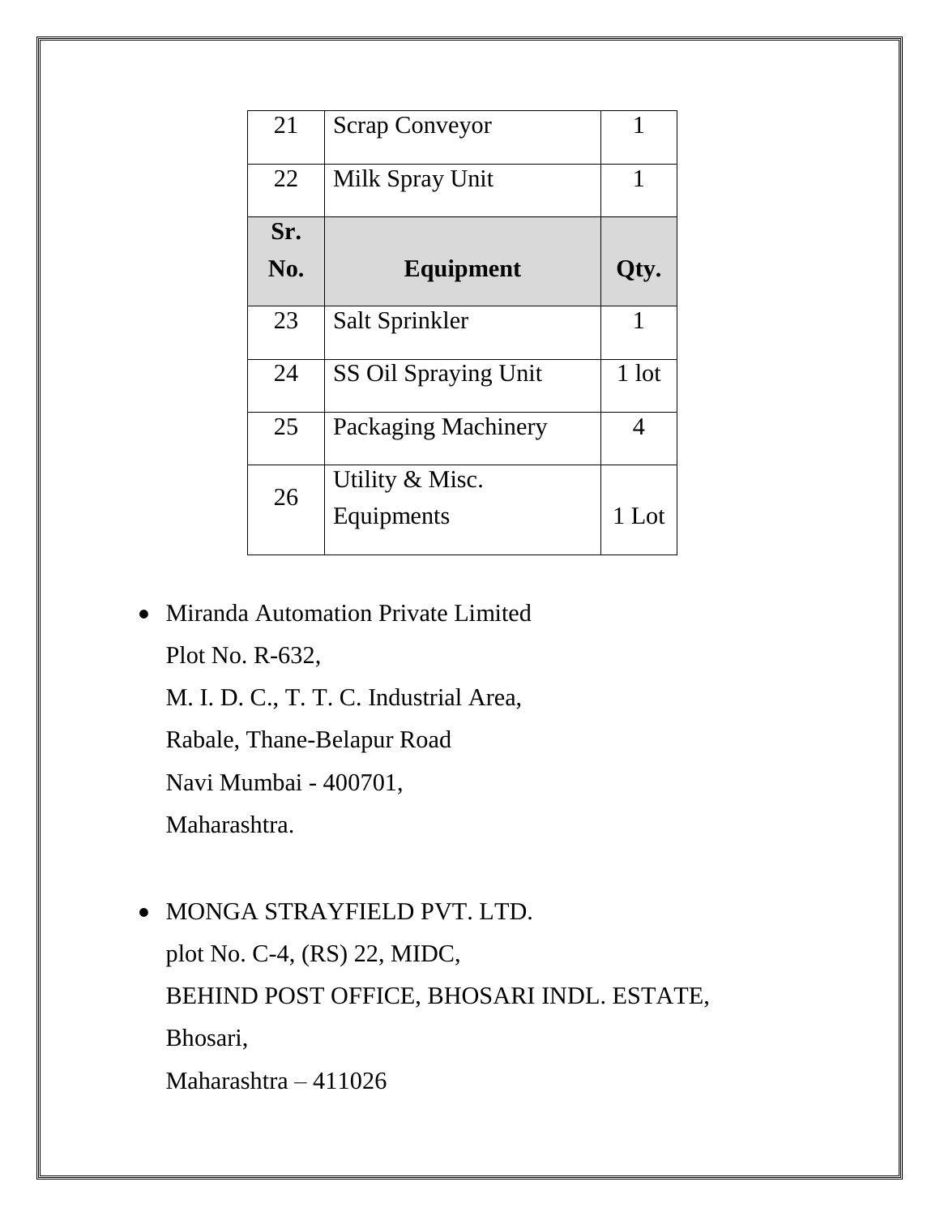| 21 | Scrap Conveyor | 1 |
|---|---|---|
| 22 | Milk Spray Unit | 1 |
| **Sr. No.** | **Equipment** | **Qty.** |
| 23 | Salt Sprinkler | 1 |
| 24 | SS Oil Spraying Unit | 1 lot |
| 25 | Packaging Machinery | 4 |
| 26 | Utility & Misc. Equipments | 1 Lot |

- Miranda Automation Private Limited
  Plot No. R-632,
  M. I. D. C., T. T. C. Industrial Area,
  Rabale, Thane-Belapur Road
  Navi Mumbai - 400701,
  Maharashtra.

- MONGA STRAYFIELD PVT. LTD.
  plot No. C-4, (RS) 22, MIDC,
  BEHIND POST OFFICE, BHOSARI INDL. ESTATE,
  Bhosari,
  Maharashtra – 411026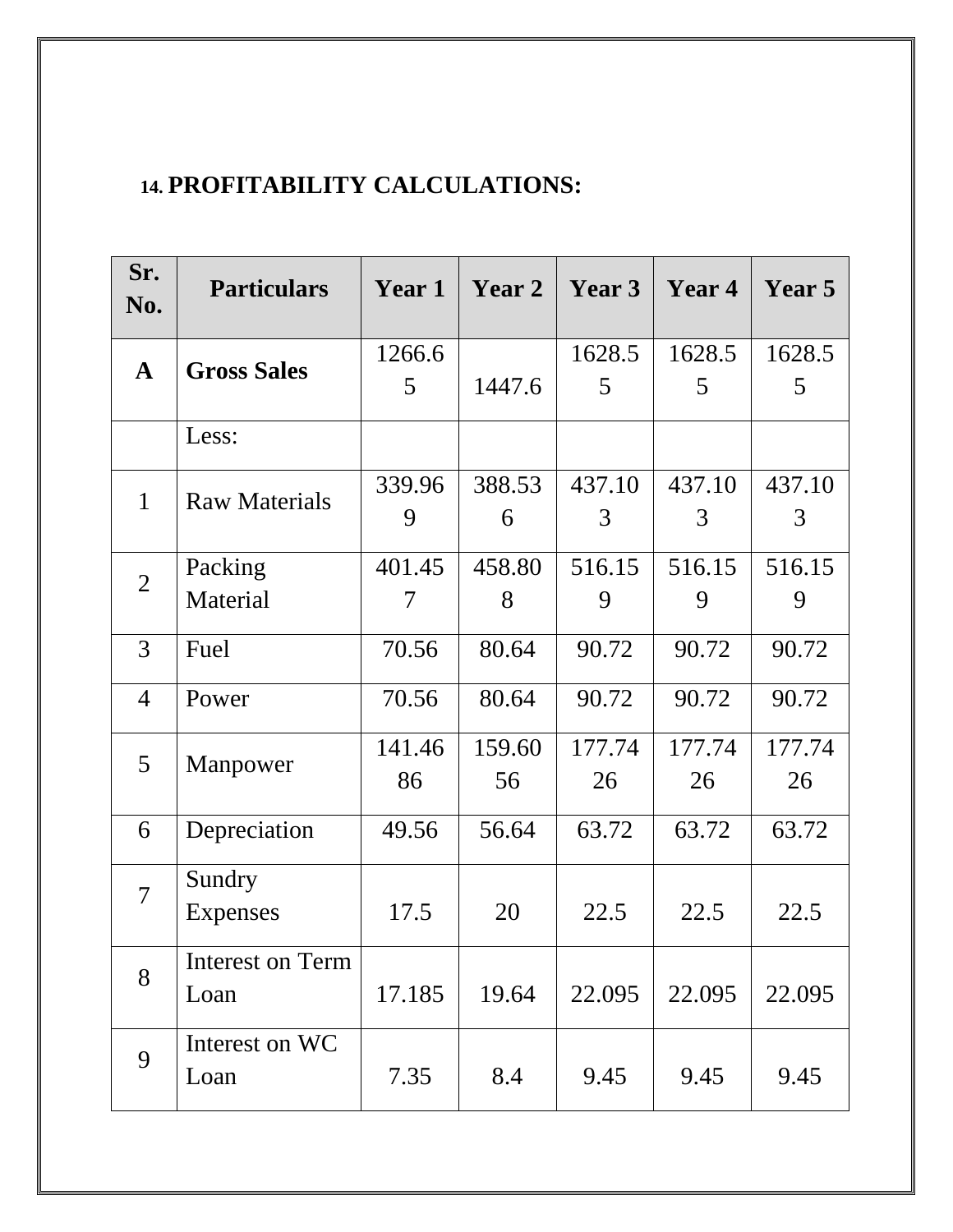## 14. PROFITABILITY CALCULATIONS:

| Sr. No. | Particulars | Year 1 | Year 2 | Year 3 | Year 4 | Year 5 |
|---|---|---|---|---|---|---|
| **A** | **Gross Sales** | 1266.65 | 1447.6 | 1628.55 | 1628.55 | 1628.55 |
| | Less: | | | | | |
| 1 | Raw Materials | 339.969 | 388.536 | 437.103 | 437.103 | 437.103 |
| 2 | Packing Material | 401.457 | 458.808 | 516.159 | 516.159 | 516.159 |
| 3 | Fuel | 70.56 | 80.64 | 90.72 | 90.72 | 90.72 |
| 4 | Power | 70.56 | 80.64 | 90.72 | 90.72 | 90.72 |
| 5 | Manpower | 141.4686 | 159.6056 | 177.7426 | 177.7426 | 177.7426 |
| 6 | Depreciation | 49.56 | 56.64 | 63.72 | 63.72 | 63.72 |
| 7 | Sundry Expenses | 17.5 | 20 | 22.5 | 22.5 | 22.5 |
| 8 | Interest on Term Loan | 17.185 | 19.64 | 22.095 | 22.095 | 22.095 |
| 9 | Interest on WC Loan | 7.35 | 8.4 | 9.45 | 9.45 | 9.45 |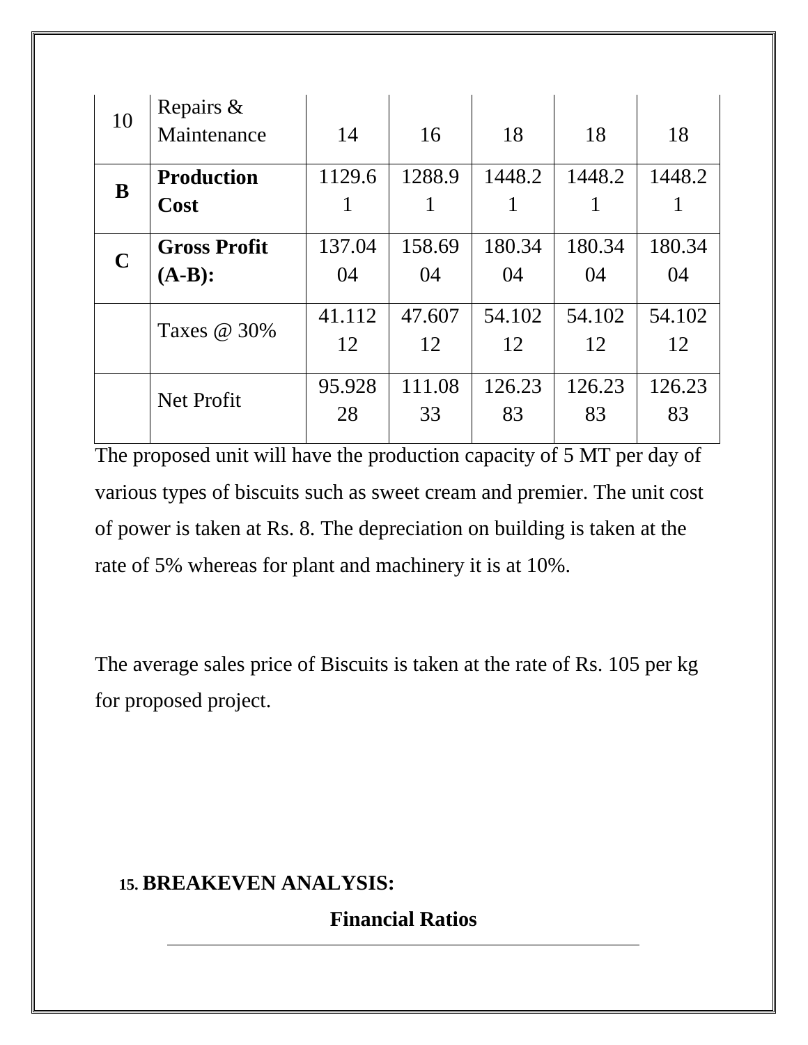| 10 | Repairs & Maintenance | 14 | 16 | 18 | 18 | 18 |
|---|---|---|---|---|---|---|
| **B** | **Production Cost** | 1129.61 | 1288.91 | 1448.21 | 1448.21 | 1448.21 |
| **C** | **Gross Profit (A-B):** | 137.0404 | 158.6904 | 180.3404 | 180.3404 | 180.3404 |
| | Taxes @ 30% | 41.11212 | 47.60712 | 54.10212 | 54.10212 | 54.10212 |
| | Net Profit | 95.92828 | 111.0833 | 126.2383 | 126.2383 | 126.2383 |

The proposed unit will have the production capacity of 5 MT per day of various types of biscuits such as sweet cream and premier. The unit cost of power is taken at Rs. 8. The depreciation on building is taken at the rate of 5% whereas for plant and machinery it is at 10%.

The average sales price of Biscuits is taken at the rate of Rs. 105 per kg for proposed project.

## 15. BREAKEVEN ANALYSIS:

**Financial Ratios**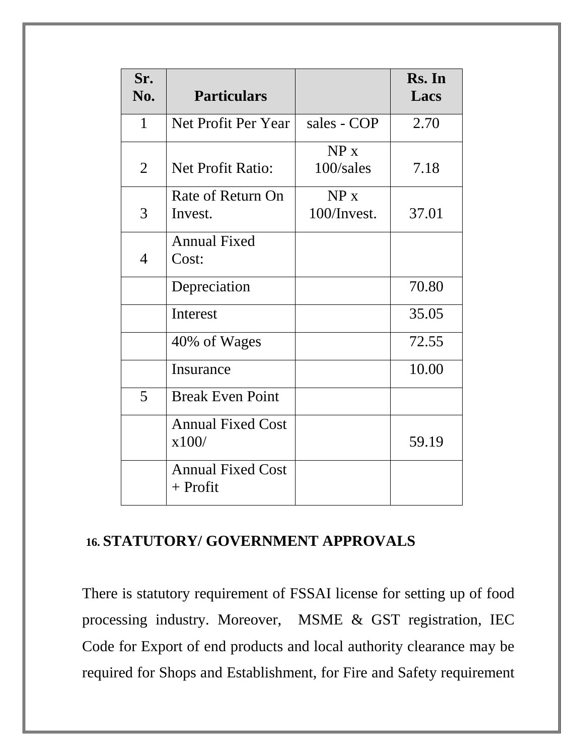| Sr. No. | Particulars | | Rs. In Lacs |
|---|---|---|---|
| 1 | Net Profit Per Year | sales - COP | 2.70 |
| 2 | Net Profit Ratio: | NP x 100/sales | 7.18 |
| 3 | Rate of Return On Invest. | NP x 100/Invest. | 37.01 |
| 4 | Annual Fixed Cost: | | |
| | Depreciation | | 70.80 |
| | Interest | | 35.05 |
| | 40% of Wages | | 72.55 |
| | Insurance | | 10.00 |
| 5 | Break Even Point | | |
| | Annual Fixed Cost x100/ | | 59.19 |
| | Annual Fixed Cost + Profit | | |

## 16. STATUTORY/ GOVERNMENT APPROVALS

There is statutory requirement of FSSAI license for setting up of food processing industry. Moreover, MSME & GST registration, IEC Code for Export of end products and local authority clearance may be required for Shops and Establishment, for Fire and Safety requirement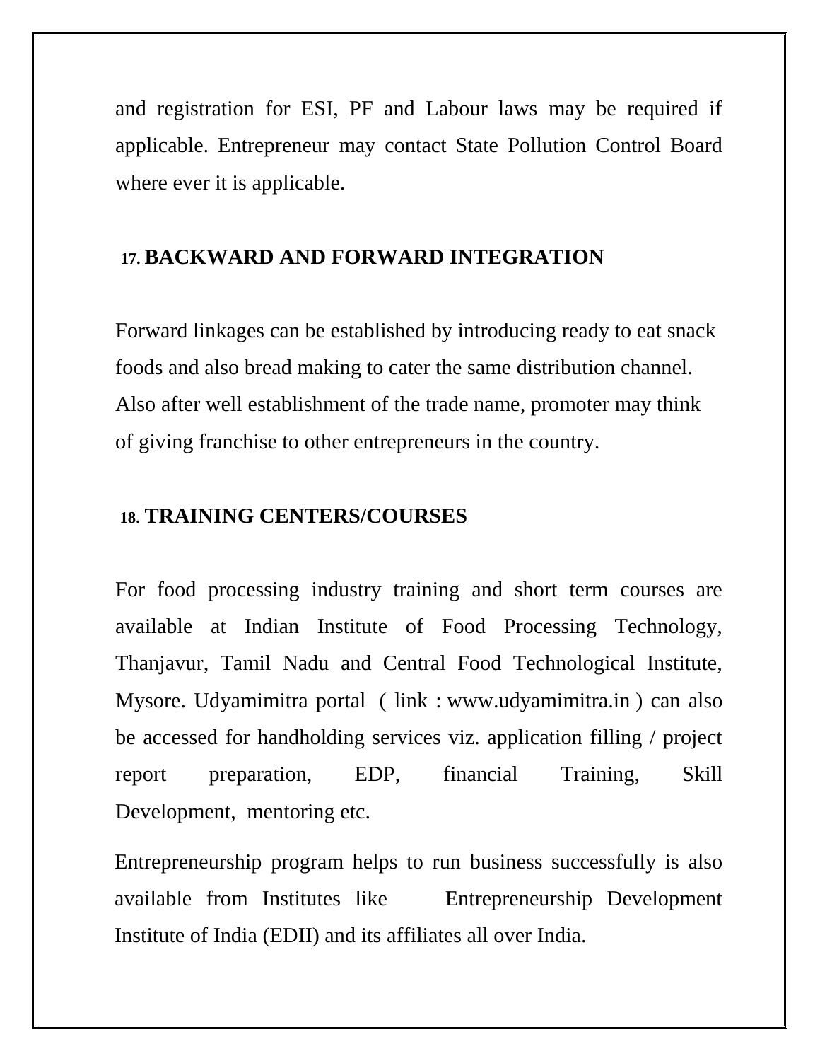and registration for ESI, PF and Labour laws may be required if applicable. Entrepreneur may contact State Pollution Control Board where ever it is applicable.

## 17. BACKWARD AND FORWARD INTEGRATION

Forward linkages can be established by introducing ready to eat snack foods and also bread making to cater the same distribution channel. Also after well establishment of the trade name, promoter may think of giving franchise to other entrepreneurs in the country.

## 18. TRAINING CENTERS/COURSES

For food processing industry training and short term courses are available at Indian Institute of Food Processing Technology, Thanjavur, Tamil Nadu and Central Food Technological Institute, Mysore. Udyamimitra portal ( link : www.udyamimitra.in ) can also be accessed for handholding services viz. application filling / project report preparation, EDP, financial Training, Skill Development, mentoring etc.

Entrepreneurship program helps to run business successfully is also available from Institutes like Entrepreneurship Development Institute of India (EDII) and its affiliates all over India.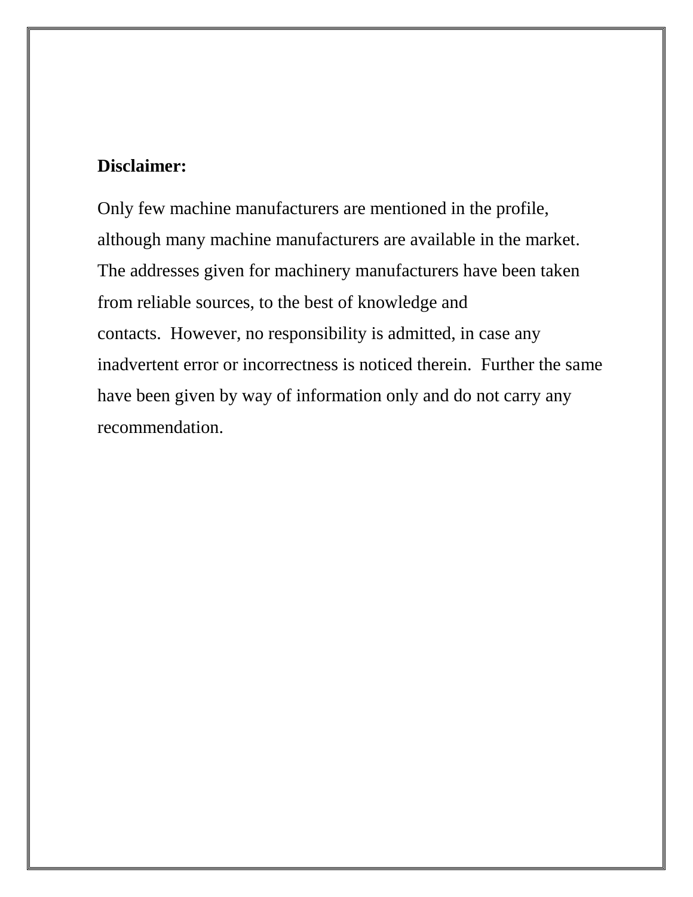**Disclaimer:**

Only few machine manufacturers are mentioned in the profile, although many machine manufacturers are available in the market. The addresses given for machinery manufacturers have been taken from reliable sources, to the best of knowledge and contacts. However, no responsibility is admitted, in case any inadvertent error or incorrectness is noticed therein. Further the same have been given by way of information only and do not carry any recommendation.